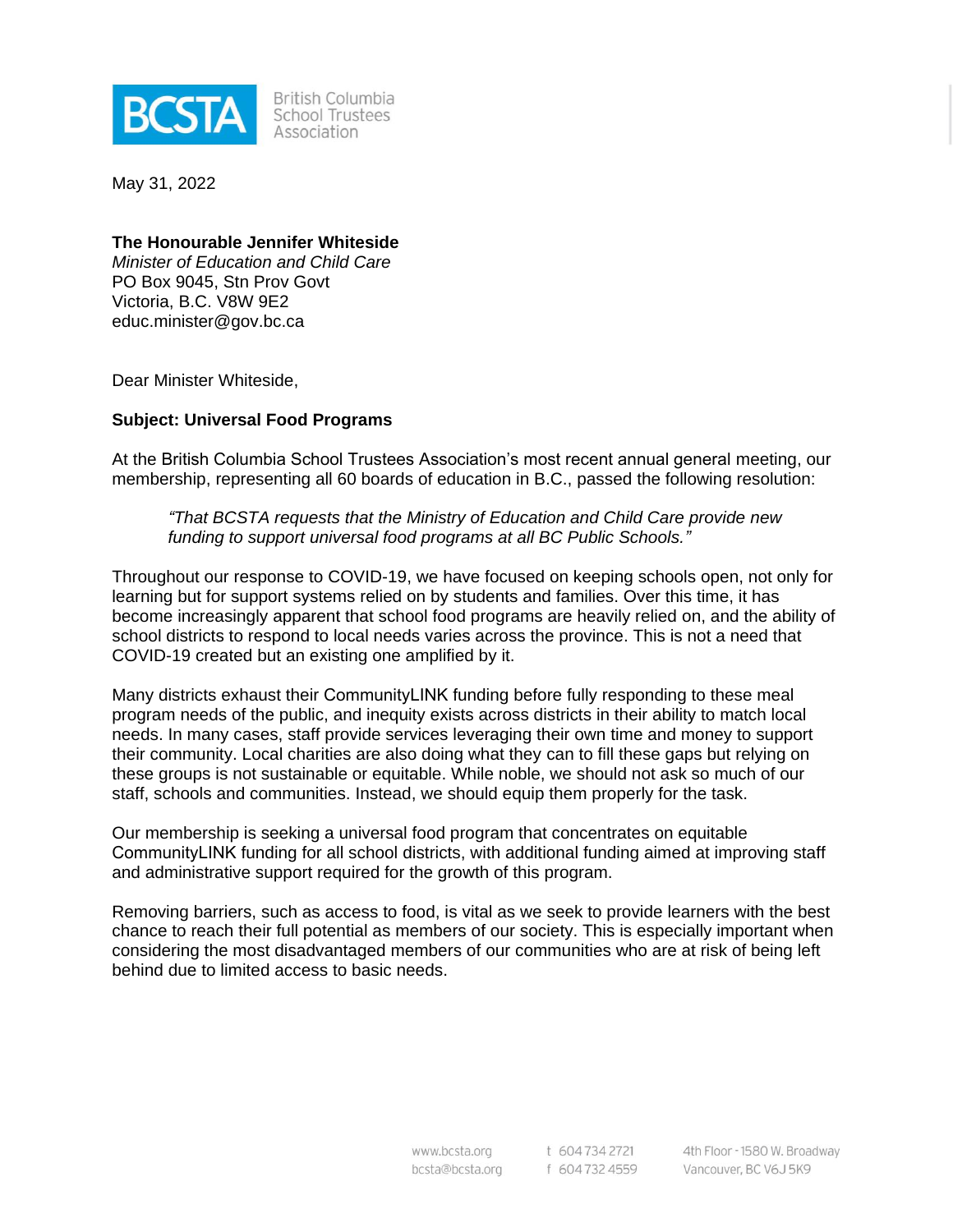BCSTA British Columbia School Trustees Association

May 31, 2022

**The Honourable Jennifer Whiteside**
*Minister of Education and Child Care*
PO Box 9045, Stn Prov Govt
Victoria, B.C. V8W 9E2
educ.minister@gov.bc.ca

Dear Minister Whiteside,

**Subject: Universal Food Programs**

At the British Columbia School Trustees Association's most recent annual general meeting, our membership, representing all 60 boards of education in B.C., passed the following resolution:

> *"That BCSTA requests that the Ministry of Education and Child Care provide new funding to support universal food programs at all BC Public Schools."*

Throughout our response to COVID-19, we have focused on keeping schools open, not only for learning but for support systems relied on by students and families. Over this time, it has become increasingly apparent that school food programs are heavily relied on, and the ability of school districts to respond to local needs varies across the province. This is not a need that COVID-19 created but an existing one amplified by it.

Many districts exhaust their CommunityLINK funding before fully responding to these meal program needs of the public, and inequity exists across districts in their ability to match local needs. In many cases, staff provide services leveraging their own time and money to support their community. Local charities are also doing what they can to fill these gaps but relying on these groups is not sustainable or equitable. While noble, we should not ask so much of our staff, schools and communities. Instead, we should equip them properly for the task.

Our membership is seeking a universal food program that concentrates on equitable CommunityLINK funding for all school districts, with additional funding aimed at improving staff and administrative support required for the growth of this program.

Removing barriers, such as access to food, is vital as we seek to provide learners with the best chance to reach their full potential as members of our society. This is especially important when considering the most disadvantaged members of our communities who are at risk of being left behind due to limited access to basic needs.

www.bcsta.org
bcsta@bcsta.org
t 604 734 2721
f 604 732 4559
4th Floor - 1580 W. Broadway
Vancouver, BC V6J 5K9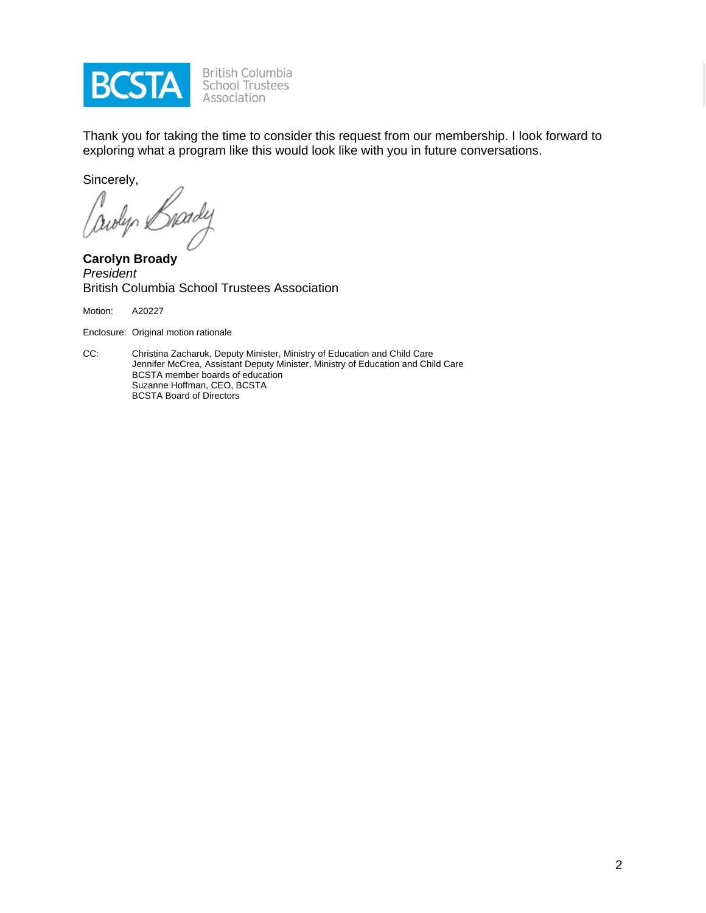Thank you for taking the time to consider this request from our membership. I look forward to exploring what a program like this would look like with you in future conversations.

Sincerely,

**Carolyn Broady**
*President*
British Columbia School Trustees Association

Motion: A20227

Enclosure: Original motion rationale

CC: Christina Zacharuk, Deputy Minister, Ministry of Education and Child Care
Jennifer McCrea, Assistant Deputy Minister, Ministry of Education and Child Care
BCSTA member boards of education
Suzanne Hoffman, CEO, BCSTA
BCSTA Board of Directors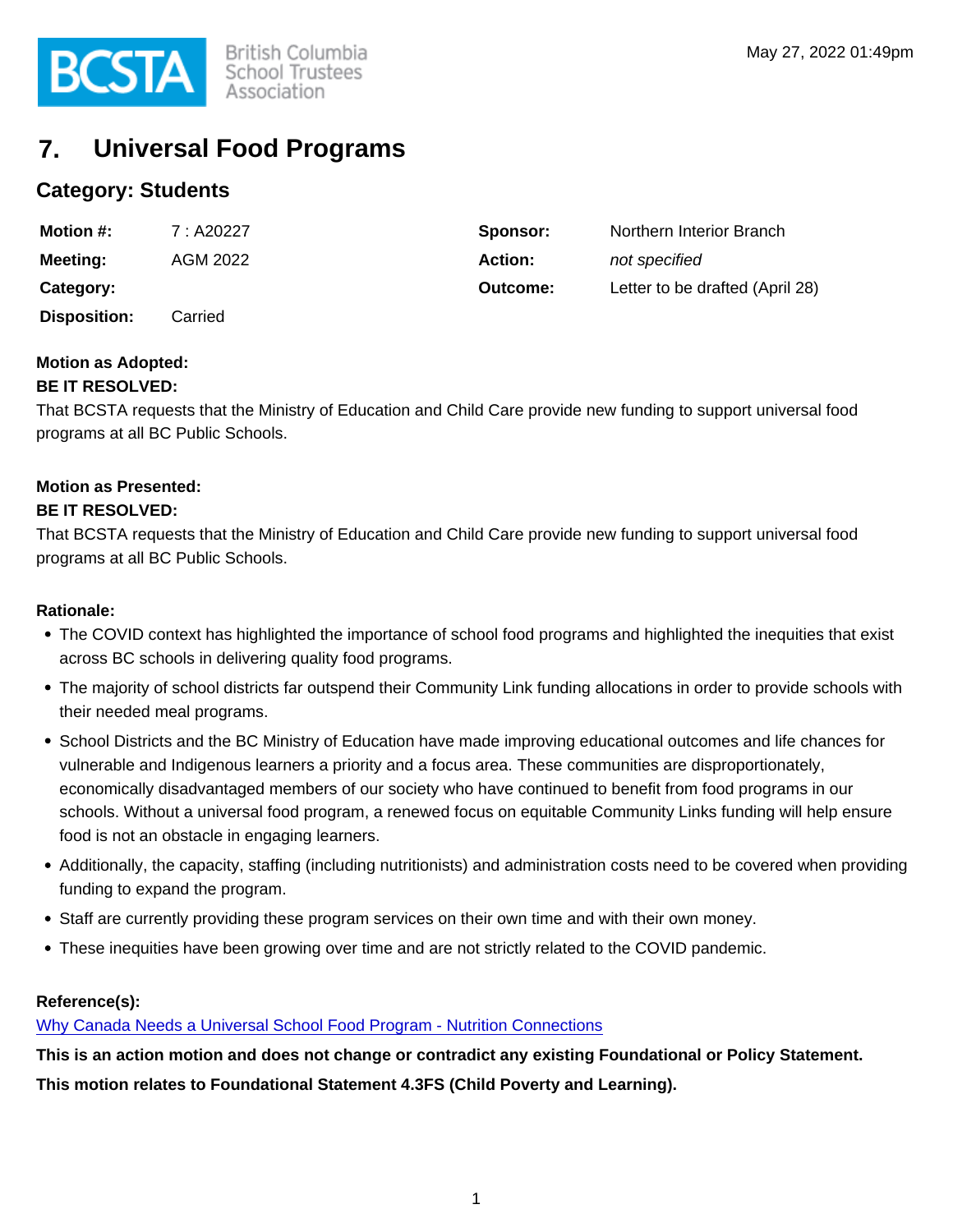# 7. Universal Food Programs

## Category: Students

| | | | |
|---|---|---|---|
| **Motion #:** | 7 : A20227 | **Sponsor:** | Northern Interior Branch |
| **Meeting:** | AGM 2022 | **Action:** | *not specified* |
| **Category:** | | **Outcome:** | Letter to be drafted (April 28) |
| **Disposition:** | Carried | | |

**Motion as Adopted:**
**BE IT RESOLVED:**
That BCSTA requests that the Ministry of Education and Child Care provide new funding to support universal food programs at all BC Public Schools.

**Motion as Presented:**
**BE IT RESOLVED:**
That BCSTA requests that the Ministry of Education and Child Care provide new funding to support universal food programs at all BC Public Schools.

**Rationale:**

- The COVID context has highlighted the importance of school food programs and highlighted the inequities that exist across BC schools in delivering quality food programs.
- The majority of school districts far outspend their Community Link funding allocations in order to provide schools with their needed meal programs.
- School Districts and the BC Ministry of Education have made improving educational outcomes and life chances for vulnerable and Indigenous learners a priority and a focus area. These communities are disproportionately, economically disadvantaged members of our society who have continued to benefit from food programs in our schools. Without a universal food program, a renewed focus on equitable Community Links funding will help ensure food is not an obstacle in engaging learners.
- Additionally, the capacity, staffing (including nutritionists) and administration costs need to be covered when providing funding to expand the program.
- Staff are currently providing these program services on their own time and with their own money.
- These inequities have been growing over time and are not strictly related to the COVID pandemic.

**Reference(s):**
Why Canada Needs a Universal School Food Program - Nutrition Connections

**This is an action motion and does not change or contradict any existing Foundational or Policy Statement.**

**This motion relates to Foundational Statement 4.3FS (Child Poverty and Learning).**